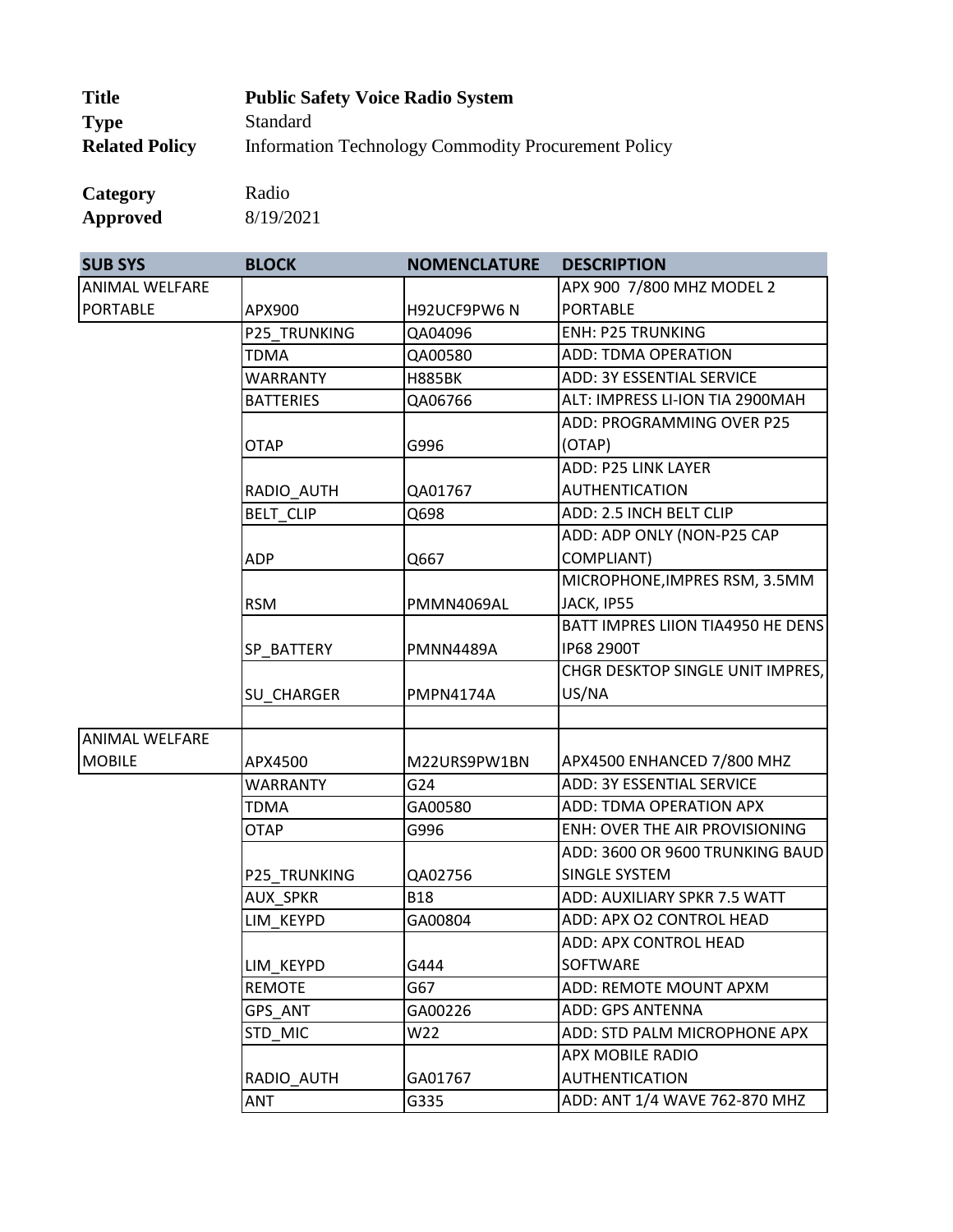| | |
|---|---|
| **Title** | **Public Safety Voice Radio System** |
| **Type** | Standard |
| **Related Policy** | Information Technology Commodity Procurement Policy |
| **Category** | Radio |
| **Approved** | 8/19/2021 |

| SUB SYS | BLOCK | NOMENCLATURE | DESCRIPTION |
|---|---|---|---|
| ANIMAL WELFARE PORTABLE | APX900 | H92UCF9PW6 N | APX 900 7/800 MHZ MODEL 2 PORTABLE |
| | P25_TRUNKING | QA04096 | ENH: P25 TRUNKING |
| | TDMA | QA00580 | ADD: TDMA OPERATION |
| | WARRANTY | H885BK | ADD: 3Y ESSENTIAL SERVICE |
| | BATTERIES | QA06766 | ALT: IMPRESS LI-ION TIA 2900MAH |
| | OTAP | G996 | ADD: PROGRAMMING OVER P25 (OTAP) |
| | RADIO_AUTH | QA01767 | ADD: P25 LINK LAYER AUTHENTICATION |
| | BELT_CLIP | Q698 | ADD: 2.5 INCH BELT CLIP |
| | ADP | Q667 | ADD: ADP ONLY (NON-P25 CAP COMPLIANT) |
| | RSM | PMMN4069AL | MICROPHONE,IMPRES RSM, 3.5MM JACK, IP55 |
| | SP_BATTERY | PMNN4489A | BATT IMPRES LIION TIA4950 HE DENS IP68 2900T |
| | SU_CHARGER | PMPN4174A | CHGR DESKTOP SINGLE UNIT IMPRES, US/NA |
| | | | |
| ANIMAL WELFARE MOBILE | APX4500 | M22URS9PW1BN | APX4500 ENHANCED 7/800 MHZ |
| | WARRANTY | G24 | ADD: 3Y ESSENTIAL SERVICE |
| | TDMA | GA00580 | ADD: TDMA OPERATION APX |
| | OTAP | G996 | ENH: OVER THE AIR PROVISIONING |
| | P25_TRUNKING | QA02756 | ADD: 3600 OR 9600 TRUNKING BAUD SINGLE SYSTEM |
| | AUX_SPKR | B18 | ADD: AUXILIARY SPKR 7.5 WATT |
| | LIM_KEYPD | GA00804 | ADD: APX O2 CONTROL HEAD |
| | LIM_KEYPD | G444 | ADD: APX CONTROL HEAD SOFTWARE |
| | REMOTE | G67 | ADD: REMOTE MOUNT APXM |
| | GPS_ANT | GA00226 | ADD: GPS ANTENNA |
| | STD_MIC | W22 | ADD: STD PALM MICROPHONE APX |
| | RADIO_AUTH | GA01767 | APX MOBILE RADIO AUTHENTICATION |
| | ANT | G335 | ADD: ANT 1/4 WAVE 762-870 MHZ |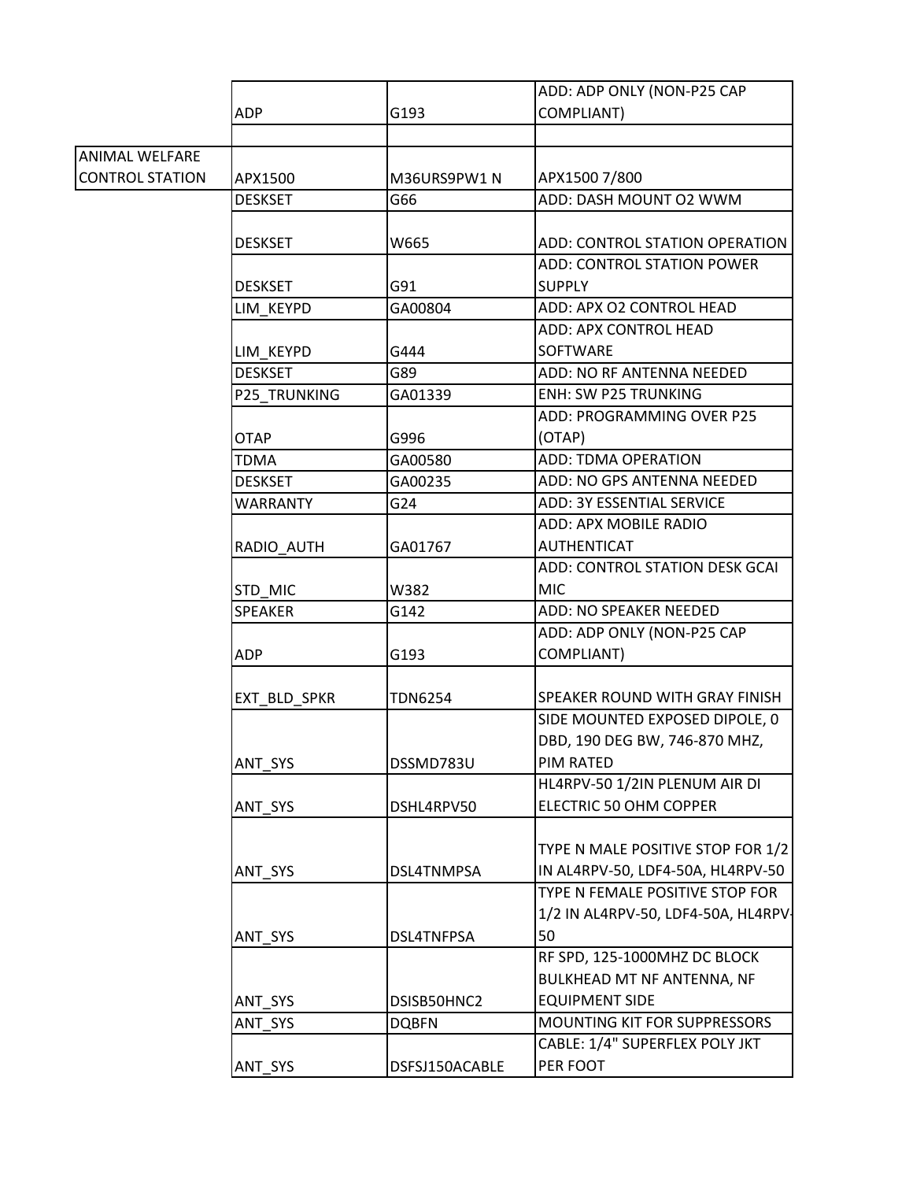| | | | |
|---|---|---|---|
| | ADP | G193 | ADD: ADP ONLY (NON-P25 CAP COMPLIANT) |
| | | | |
| ANIMAL WELFARE CONTROL STATION | APX1500 | M36URS9PW1 N | APX1500 7/800 |
| | DESKSET | G66 | ADD: DASH MOUNT O2 WWM |
| | DESKSET | W665 | ADD: CONTROL STATION OPERATION |
| | DESKSET | G91 | ADD: CONTROL STATION POWER SUPPLY |
| | LIM_KEYPD | GA00804 | ADD: APX O2 CONTROL HEAD |
| | LIM_KEYPD | G444 | ADD: APX CONTROL HEAD SOFTWARE |
| | DESKSET | G89 | ADD: NO RF ANTENNA NEEDED |
| | P25_TRUNKING | GA01339 | ENH: SW P25 TRUNKING |
| | OTAP | G996 | ADD: PROGRAMMING OVER P25 (OTAP) |
| | TDMA | GA00580 | ADD: TDMA OPERATION |
| | DESKSET | GA00235 | ADD: NO GPS ANTENNA NEEDED |
| | WARRANTY | G24 | ADD: 3Y ESSENTIAL SERVICE |
| | RADIO_AUTH | GA01767 | ADD: APX MOBILE RADIO AUTHENTICAT |
| | STD_MIC | W382 | ADD: CONTROL STATION DESK GCAI MIC |
| | SPEAKER | G142 | ADD: NO SPEAKER NEEDED |
| | ADP | G193 | ADD: ADP ONLY (NON-P25 CAP COMPLIANT) |
| | EXT_BLD_SPKR | TDN6254 | SPEAKER ROUND WITH GRAY FINISH |
| | ANT_SYS | DSSMD783U | SIDE MOUNTED EXPOSED DIPOLE, 0 DBD, 190 DEG BW, 746-870 MHZ, PIM RATED |
| | ANT_SYS | DSHL4RPV50 | HL4RPV-50 1/2IN PLENUM AIR DI ELECTRIC 50 OHM COPPER |
| | ANT_SYS | DSL4TNMPSA | TYPE N MALE POSITIVE STOP FOR 1/2 IN AL4RPV-50, LDF4-50A, HL4RPV-50 |
| | ANT_SYS | DSL4TNFPSA | TYPE N FEMALE POSITIVE STOP FOR 1/2 IN AL4RPV-50, LDF4-50A, HL4RPV-50 |
| | ANT_SYS | DSISB50HNC2 | RF SPD, 125-1000MHZ DC BLOCK BULKHEAD MT NF ANTENNA, NF EQUIPMENT SIDE |
| | ANT_SYS | DQBFN | MOUNTING KIT FOR SUPPRESSORS |
| | ANT_SYS | DSFSJ150ACABLE | CABLE: 1/4" SUPERFLEX POLY JKT PER FOOT |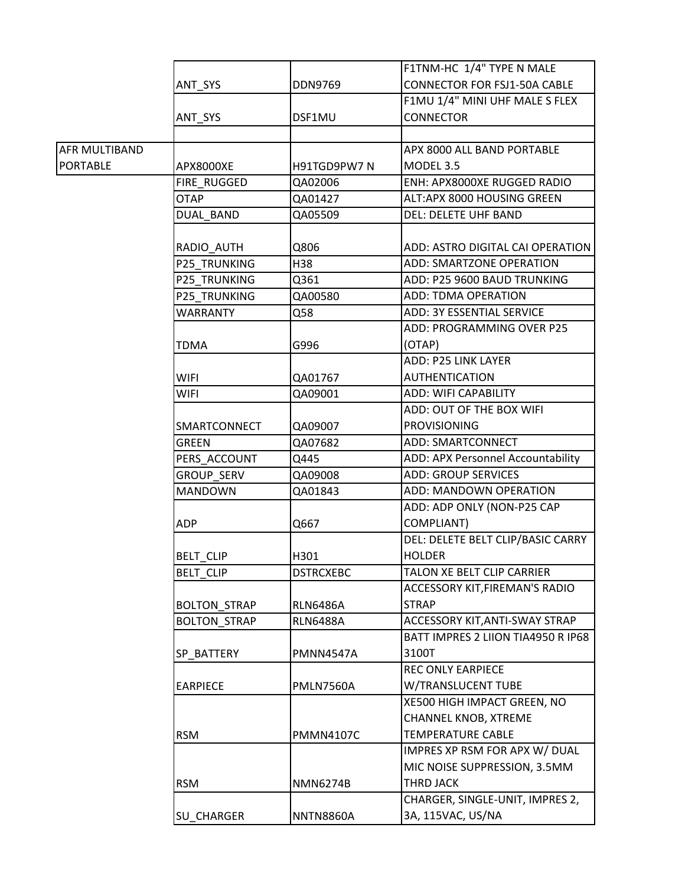| | | | |
|---|---|---|---|
| | ANT_SYS | DDN9769 | F1TNM-HC 1/4" TYPE N MALE CONNECTOR FOR FSJ1-50A CABLE |
| | ANT_SYS | DSF1MU | F1MU 1/4" MINI UHF MALE S FLEX CONNECTOR |
| | | | |
| AFR MULTIBAND PORTABLE | APX8000XE | H91TGD9PW7 N | APX 8000 ALL BAND PORTABLE MODEL 3.5 |
| | FIRE_RUGGED | QA02006 | ENH: APX8000XE RUGGED RADIO |
| | OTAP | QA01427 | ALT:APX 8000 HOUSING GREEN |
| | DUAL_BAND | QA05509 | DEL: DELETE UHF BAND |
| | RADIO_AUTH | Q806 | ADD: ASTRO DIGITAL CAI OPERATION |
| | P25_TRUNKING | H38 | ADD: SMARTZONE OPERATION |
| | P25_TRUNKING | Q361 | ADD: P25 9600 BAUD TRUNKING |
| | P25_TRUNKING | QA00580 | ADD: TDMA OPERATION |
| | WARRANTY | Q58 | ADD: 3Y ESSENTIAL SERVICE |
| | TDMA | G996 | ADD: PROGRAMMING OVER P25 (OTAP) |
| | WIFI | QA01767 | ADD: P25 LINK LAYER AUTHENTICATION |
| | WIFI | QA09001 | ADD: WIFI CAPABILITY |
| | SMARTCONNECT | QA09007 | ADD: OUT OF THE BOX WIFI PROVISIONING |
| | GREEN | QA07682 | ADD: SMARTCONNECT |
| | PERS_ACCOUNT | Q445 | ADD: APX Personnel Accountability |
| | GROUP_SERV | QA09008 | ADD: GROUP SERVICES |
| | MANDOWN | QA01843 | ADD: MANDOWN OPERATION |
| | ADP | Q667 | ADD: ADP ONLY (NON-P25 CAP COMPLIANT) |
| | BELT_CLIP | H301 | DEL: DELETE BELT CLIP/BASIC CARRY HOLDER |
| | BELT_CLIP | DSTRCXEBC | TALON XE BELT CLIP CARRIER |
| | BOLTON_STRAP | RLN6486A | ACCESSORY KIT,FIREMAN'S RADIO STRAP |
| | BOLTON_STRAP | RLN6488A | ACCESSORY KIT,ANTI-SWAY STRAP |
| | SP_BATTERY | PMNN4547A | BATT IMPRES 2 LIION TIA4950 R IP68 3100T |
| | EARPIECE | PMLN7560A | REC ONLY EARPIECE W/TRANSLUCENT TUBE |
| | RSM | PMMN4107C | XE500 HIGH IMPACT GREEN, NO CHANNEL KNOB, XTREME TEMPERATURE CABLE |
| | RSM | NMN6274B | IMPRES XP RSM FOR APX W/ DUAL MIC NOISE SUPPRESSION, 3.5MM THRD JACK |
| | SU_CHARGER | NNTN8860A | CHARGER, SINGLE-UNIT, IMPRES 2, 3A, 115VAC, US/NA |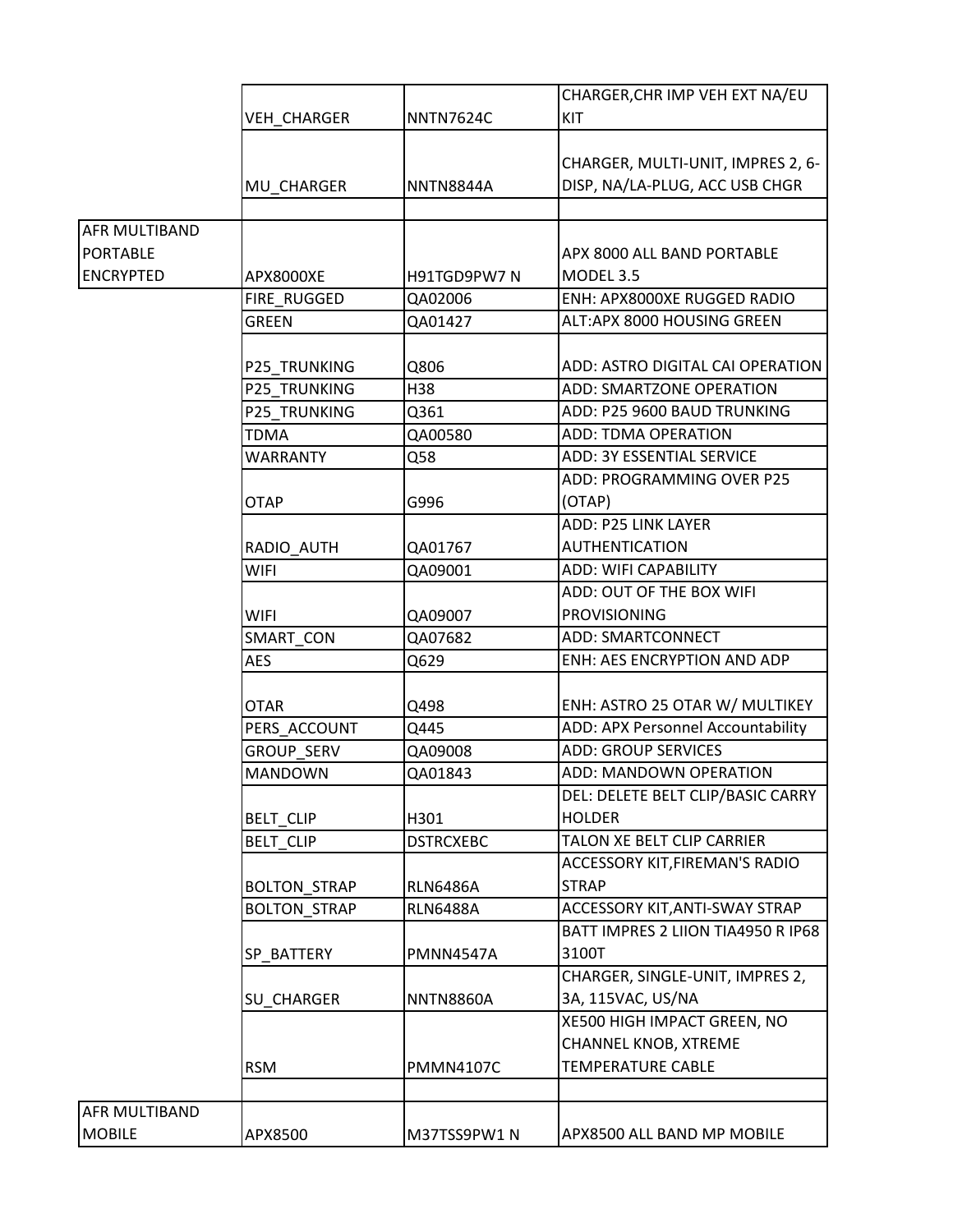| | | | |
|---|---|---|---|
| | VEH_CHARGER | NNTN7624C | CHARGER,CHR IMP VEH EXT NA/EU KIT |
| | MU_CHARGER | NNTN8844A | CHARGER, MULTI-UNIT, IMPRES 2, 6-DISP, NA/LA-PLUG, ACC USB CHGR |
| | | | |
| AFR MULTIBAND PORTABLE ENCRYPTED | APX8000XE | H91TGD9PW7 N | APX 8000 ALL BAND PORTABLE MODEL 3.5 |
| | FIRE_RUGGED | QA02006 | ENH: APX8000XE RUGGED RADIO |
| | GREEN | QA01427 | ALT:APX 8000 HOUSING GREEN |
| | P25_TRUNKING | Q806 | ADD: ASTRO DIGITAL CAI OPERATION |
| | P25_TRUNKING | H38 | ADD: SMARTZONE OPERATION |
| | P25_TRUNKING | Q361 | ADD: P25 9600 BAUD TRUNKING |
| | TDMA | QA00580 | ADD: TDMA OPERATION |
| | WARRANTY | Q58 | ADD: 3Y ESSENTIAL SERVICE |
| | OTAP | G996 | ADD: PROGRAMMING OVER P25 (OTAP) |
| | RADIO_AUTH | QA01767 | ADD: P25 LINK LAYER AUTHENTICATION |
| | WIFI | QA09001 | ADD: WIFI CAPABILITY |
| | WIFI | QA09007 | ADD: OUT OF THE BOX WIFI PROVISIONING |
| | SMART_CON | QA07682 | ADD: SMARTCONNECT |
| | AES | Q629 | ENH: AES ENCRYPTION AND ADP |
| | OTAR | Q498 | ENH: ASTRO 25 OTAR W/ MULTIKEY |
| | PERS_ACCOUNT | Q445 | ADD: APX Personnel Accountability |
| | GROUP_SERV | QA09008 | ADD: GROUP SERVICES |
| | MANDOWN | QA01843 | ADD: MANDOWN OPERATION |
| | BELT_CLIP | H301 | DEL: DELETE BELT CLIP/BASIC CARRY HOLDER |
| | BELT_CLIP | DSTRCXEBC | TALON XE BELT CLIP CARRIER |
| | BOLTON_STRAP | RLN6486A | ACCESSORY KIT,FIREMAN'S RADIO STRAP |
| | BOLTON_STRAP | RLN6488A | ACCESSORY KIT,ANTI-SWAY STRAP |
| | SP_BATTERY | PMNN4547A | BATT IMPRES 2 LIION TIA4950 R IP68 3100T |
| | SU_CHARGER | NNTN8860A | CHARGER, SINGLE-UNIT, IMPRES 2, 3A, 115VAC, US/NA |
| | RSM | PMMN4107C | XE500 HIGH IMPACT GREEN, NO CHANNEL KNOB, XTREME TEMPERATURE CABLE |
| | | | |
| AFR MULTIBAND MOBILE | APX8500 | M37TSS9PW1 N | APX8500 ALL BAND MP MOBILE |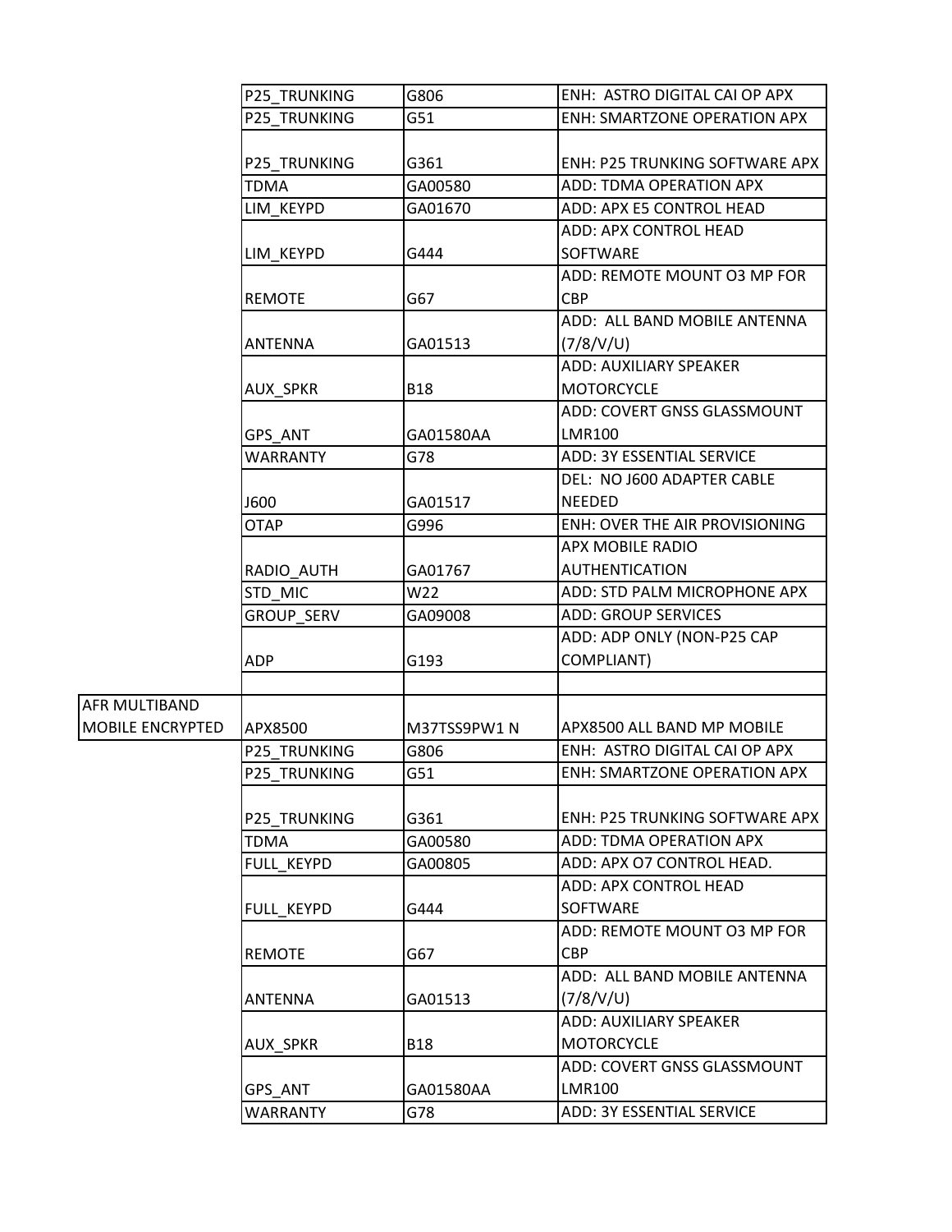| | | | |
|---|---|---|---|
| | P25_TRUNKING | G806 | ENH:  ASTRO DIGITAL CAI OP APX |
| | P25_TRUNKING | G51 | ENH: SMARTZONE OPERATION APX |
| | P25_TRUNKING | G361 | ENH: P25 TRUNKING SOFTWARE APX |
| | TDMA | GA00580 | ADD: TDMA OPERATION APX |
| | LIM_KEYPD | GA01670 | ADD: APX E5 CONTROL HEAD |
| | LIM_KEYPD | G444 | ADD: APX CONTROL HEAD SOFTWARE |
| | REMOTE | G67 | ADD: REMOTE MOUNT O3 MP FOR CBP |
| | ANTENNA | GA01513 | ADD:  ALL BAND MOBILE ANTENNA (7/8/V/U) |
| | AUX_SPKR | B18 | ADD: AUXILIARY SPEAKER MOTORCYCLE |
| | GPS_ANT | GA01580AA | ADD: COVERT GNSS GLASSMOUNT LMR100 |
| | WARRANTY | G78 | ADD: 3Y ESSENTIAL SERVICE |
| | J600 | GA01517 | DEL:  NO J600 ADAPTER CABLE NEEDED |
| | OTAP | G996 | ENH: OVER THE AIR PROVISIONING |
| | RADIO_AUTH | GA01767 | APX MOBILE RADIO AUTHENTICATION |
| | STD_MIC | W22 | ADD: STD PALM MICROPHONE APX |
| | GROUP_SERV | GA09008 | ADD: GROUP SERVICES |
| | ADP | G193 | ADD: ADP ONLY (NON-P25 CAP COMPLIANT) |
| | | | |
| AFR MULTIBAND MOBILE ENCRYPTED | APX8500 | M37TSS9PW1 N | APX8500 ALL BAND MP MOBILE |
| | P25_TRUNKING | G806 | ENH:  ASTRO DIGITAL CAI OP APX |
| | P25_TRUNKING | G51 | ENH: SMARTZONE OPERATION APX |
| | P25_TRUNKING | G361 | ENH: P25 TRUNKING SOFTWARE APX |
| | TDMA | GA00580 | ADD: TDMA OPERATION APX |
| | FULL_KEYPD | GA00805 | ADD: APX O7 CONTROL HEAD. |
| | FULL_KEYPD | G444 | ADD: APX CONTROL HEAD SOFTWARE |
| | REMOTE | G67 | ADD: REMOTE MOUNT O3 MP FOR CBP |
| | ANTENNA | GA01513 | ADD:  ALL BAND MOBILE ANTENNA (7/8/V/U) |
| | AUX_SPKR | B18 | ADD: AUXILIARY SPEAKER MOTORCYCLE |
| | GPS_ANT | GA01580AA | ADD: COVERT GNSS GLASSMOUNT LMR100 |
| | WARRANTY | G78 | ADD: 3Y ESSENTIAL SERVICE |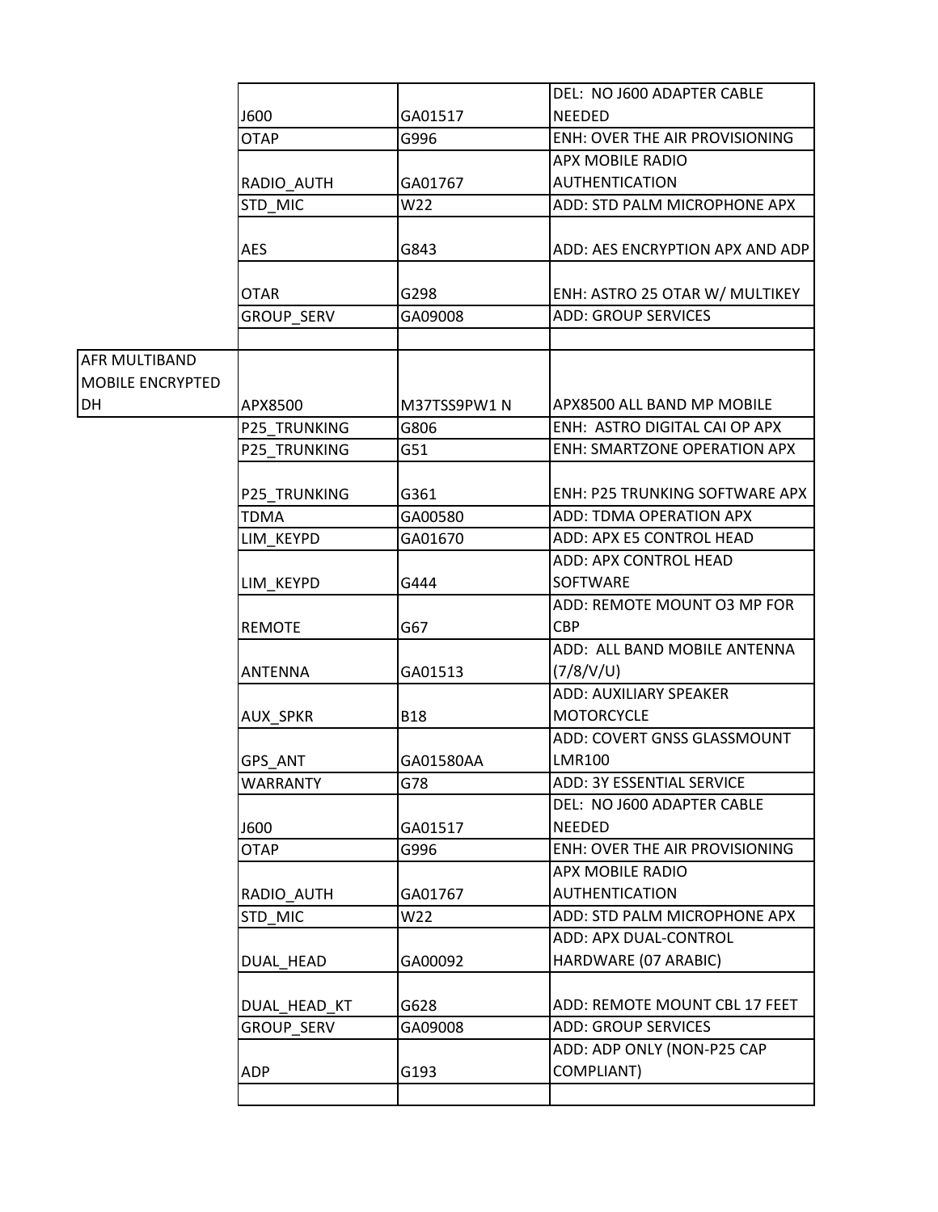| | | | |
|---|---|---|---|
| | J600 | GA01517 | DEL: NO J600 ADAPTER CABLE NEEDED |
| | OTAP | G996 | ENH: OVER THE AIR PROVISIONING |
| | RADIO_AUTH | GA01767 | APX MOBILE RADIO AUTHENTICATION |
| | STD_MIC | W22 | ADD: STD PALM MICROPHONE APX |
| | AES | G843 | ADD: AES ENCRYPTION APX AND ADP |
| | OTAR | G298 | ENH: ASTRO 25 OTAR W/ MULTIKEY |
| | GROUP_SERV | GA09008 | ADD: GROUP SERVICES |
| | | | |
| AFR MULTIBAND MOBILE ENCRYPTED DH | APX8500 | M37TSS9PW1 N | APX8500 ALL BAND MP MOBILE |
| | P25_TRUNKING | G806 | ENH: ASTRO DIGITAL CAI OP APX |
| | P25_TRUNKING | G51 | ENH: SMARTZONE OPERATION APX |
| | P25_TRUNKING | G361 | ENH: P25 TRUNKING SOFTWARE APX |
| | TDMA | GA00580 | ADD: TDMA OPERATION APX |
| | LIM_KEYPD | GA01670 | ADD: APX E5 CONTROL HEAD |
| | LIM_KEYPD | G444 | ADD: APX CONTROL HEAD SOFTWARE |
| | REMOTE | G67 | ADD: REMOTE MOUNT O3 MP FOR CBP |
| | ANTENNA | GA01513 | ADD: ALL BAND MOBILE ANTENNA (7/8/V/U) |
| | AUX_SPKR | B18 | ADD: AUXILIARY SPEAKER MOTORCYCLE |
| | GPS_ANT | GA01580AA | ADD: COVERT GNSS GLASSMOUNT LMR100 |
| | WARRANTY | G78 | ADD: 3Y ESSENTIAL SERVICE |
| | J600 | GA01517 | DEL: NO J600 ADAPTER CABLE NEEDED |
| | OTAP | G996 | ENH: OVER THE AIR PROVISIONING |
| | RADIO_AUTH | GA01767 | APX MOBILE RADIO AUTHENTICATION |
| | STD_MIC | W22 | ADD: STD PALM MICROPHONE APX |
| | DUAL_HEAD | GA00092 | ADD: APX DUAL-CONTROL HARDWARE (07 ARABIC) |
| | DUAL_HEAD_KT | G628 | ADD: REMOTE MOUNT CBL 17 FEET |
| | GROUP_SERV | GA09008 | ADD: GROUP SERVICES |
| | ADP | G193 | ADD: ADP ONLY (NON-P25 CAP COMPLIANT) |
| | | | |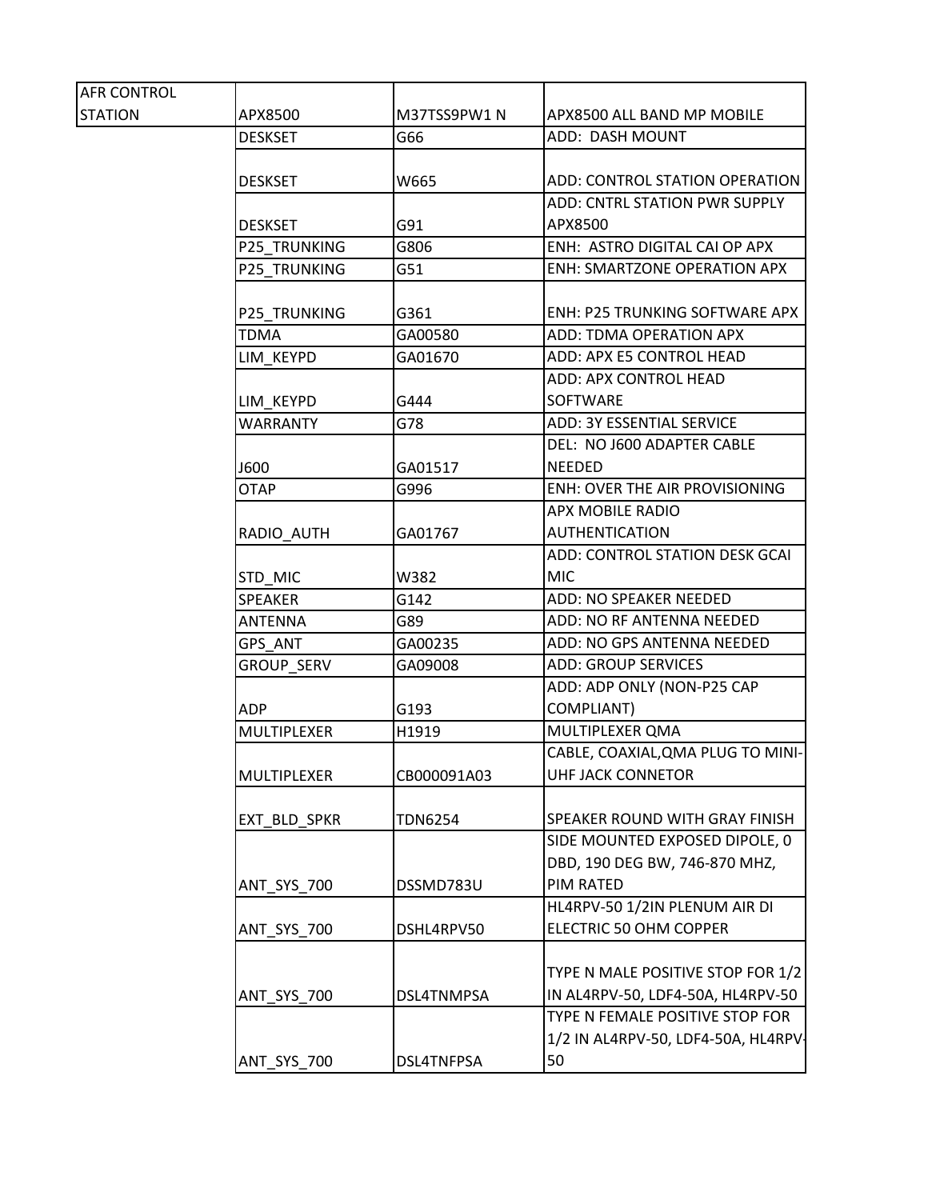| | | | |
|---|---|---|---|
| AFR CONTROL STATION | APX8500 | M37TSS9PW1 N | APX8500 ALL BAND MP MOBILE |
| | DESKSET | G66 | ADD: DASH MOUNT |
| | DESKSET | W665 | ADD: CONTROL STATION OPERATION |
| | DESKSET | G91 | ADD: CNTRL STATION PWR SUPPLY APX8500 |
| | P25_TRUNKING | G806 | ENH: ASTRO DIGITAL CAI OP APX |
| | P25_TRUNKING | G51 | ENH: SMARTZONE OPERATION APX |
| | P25_TRUNKING | G361 | ENH: P25 TRUNKING SOFTWARE APX |
| | TDMA | GA00580 | ADD: TDMA OPERATION APX |
| | LIM_KEYPD | GA01670 | ADD: APX E5 CONTROL HEAD |
| | LIM_KEYPD | G444 | ADD: APX CONTROL HEAD SOFTWARE |
| | WARRANTY | G78 | ADD: 3Y ESSENTIAL SERVICE |
| | J600 | GA01517 | DEL: NO J600 ADAPTER CABLE NEEDED |
| | OTAP | G996 | ENH: OVER THE AIR PROVISIONING |
| | RADIO_AUTH | GA01767 | APX MOBILE RADIO AUTHENTICATION |
| | STD_MIC | W382 | ADD: CONTROL STATION DESK GCAI MIC |
| | SPEAKER | G142 | ADD: NO SPEAKER NEEDED |
| | ANTENNA | G89 | ADD: NO RF ANTENNA NEEDED |
| | GPS_ANT | GA00235 | ADD: NO GPS ANTENNA NEEDED |
| | GROUP_SERV | GA09008 | ADD: GROUP SERVICES |
| | ADP | G193 | ADD: ADP ONLY (NON-P25 CAP COMPLIANT) |
| | MULTIPLEXER | H1919 | MULTIPLEXER QMA |
| | MULTIPLEXER | CB000091A03 | CABLE, COAXIAL,QMA PLUG TO MINI-UHF JACK CONNETOR |
| | EXT_BLD_SPKR | TDN6254 | SPEAKER ROUND WITH GRAY FINISH |
| | ANT_SYS_700 | DSSMD783U | SIDE MOUNTED EXPOSED DIPOLE, 0 DBD, 190 DEG BW, 746-870 MHZ, PIM RATED |
| | ANT_SYS_700 | DSHL4RPV50 | HL4RPV-50 1/2IN PLENUM AIR DI ELECTRIC 50 OHM COPPER |
| | ANT_SYS_700 | DSL4TNMPSA | TYPE N MALE POSITIVE STOP FOR 1/2 IN AL4RPV-50, LDF4-50A, HL4RPV-50 |
| | ANT_SYS_700 | DSL4TNFPSA | TYPE N FEMALE POSITIVE STOP FOR 1/2 IN AL4RPV-50, LDF4-50A, HL4RPV-50 |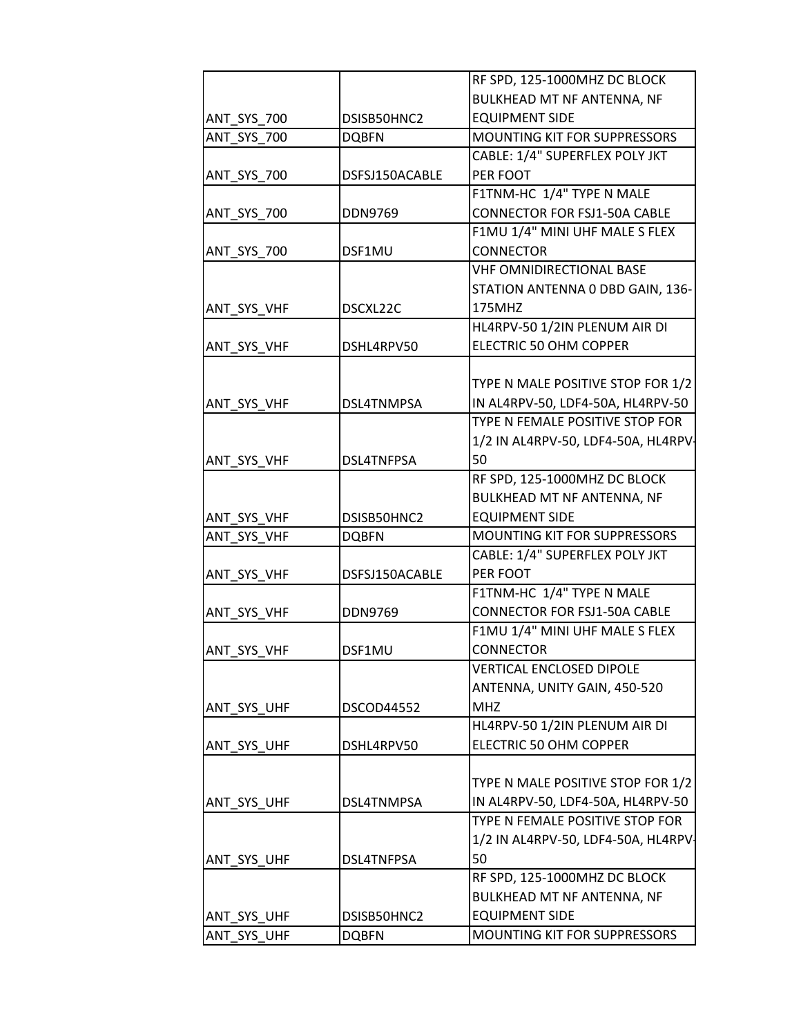| | | |
|---|---|---|
| ANT_SYS_700 | DSISB50HNC2 | RF SPD, 125-1000MHZ DC BLOCK BULKHEAD MT NF ANTENNA, NF EQUIPMENT SIDE |
| ANT_SYS_700 | DQBFN | MOUNTING KIT FOR SUPPRESSORS |
| ANT_SYS_700 | DSFSJ150ACABLE | CABLE: 1/4" SUPERFLEX POLY JKT PER FOOT |
| ANT_SYS_700 | DDN9769 | F1TNM-HC 1/4" TYPE N MALE CONNECTOR FOR FSJ1-50A CABLE |
| ANT_SYS_700 | DSF1MU | F1MU 1/4" MINI UHF MALE S FLEX CONNECTOR |
| ANT_SYS_VHF | DSCXL22C | VHF OMNIDIRECTIONAL BASE STATION ANTENNA 0 DBD GAIN, 136-175MHZ |
| ANT_SYS_VHF | DSHL4RPV50 | HL4RPV-50 1/2IN PLENUM AIR DI ELECTRIC 50 OHM COPPER |
| ANT_SYS_VHF | DSL4TNMPSA | TYPE N MALE POSITIVE STOP FOR 1/2 IN AL4RPV-50, LDF4-50A, HL4RPV-50 |
| ANT_SYS_VHF | DSL4TNFPSA | TYPE N FEMALE POSITIVE STOP FOR 1/2 IN AL4RPV-50, LDF4-50A, HL4RPV-50 |
| ANT_SYS_VHF | DSISB50HNC2 | RF SPD, 125-1000MHZ DC BLOCK BULKHEAD MT NF ANTENNA, NF EQUIPMENT SIDE |
| ANT_SYS_VHF | DQBFN | MOUNTING KIT FOR SUPPRESSORS |
| ANT_SYS_VHF | DSFSJ150ACABLE | CABLE: 1/4" SUPERFLEX POLY JKT PER FOOT |
| ANT_SYS_VHF | DDN9769 | F1TNM-HC 1/4" TYPE N MALE CONNECTOR FOR FSJ1-50A CABLE |
| ANT_SYS_VHF | DSF1MU | F1MU 1/4" MINI UHF MALE S FLEX CONNECTOR |
| ANT_SYS_UHF | DSCOD44552 | VERTICAL ENCLOSED DIPOLE ANTENNA, UNITY GAIN, 450-520 MHZ |
| ANT_SYS_UHF | DSHL4RPV50 | HL4RPV-50 1/2IN PLENUM AIR DI ELECTRIC 50 OHM COPPER |
| ANT_SYS_UHF | DSL4TNMPSA | TYPE N MALE POSITIVE STOP FOR 1/2 IN AL4RPV-50, LDF4-50A, HL4RPV-50 |
| ANT_SYS_UHF | DSL4TNFPSA | TYPE N FEMALE POSITIVE STOP FOR 1/2 IN AL4RPV-50, LDF4-50A, HL4RPV-50 |
| ANT_SYS_UHF | DSISB50HNC2 | RF SPD, 125-1000MHZ DC BLOCK BULKHEAD MT NF ANTENNA, NF EQUIPMENT SIDE |
| ANT_SYS_UHF | DQBFN | MOUNTING KIT FOR SUPPRESSORS |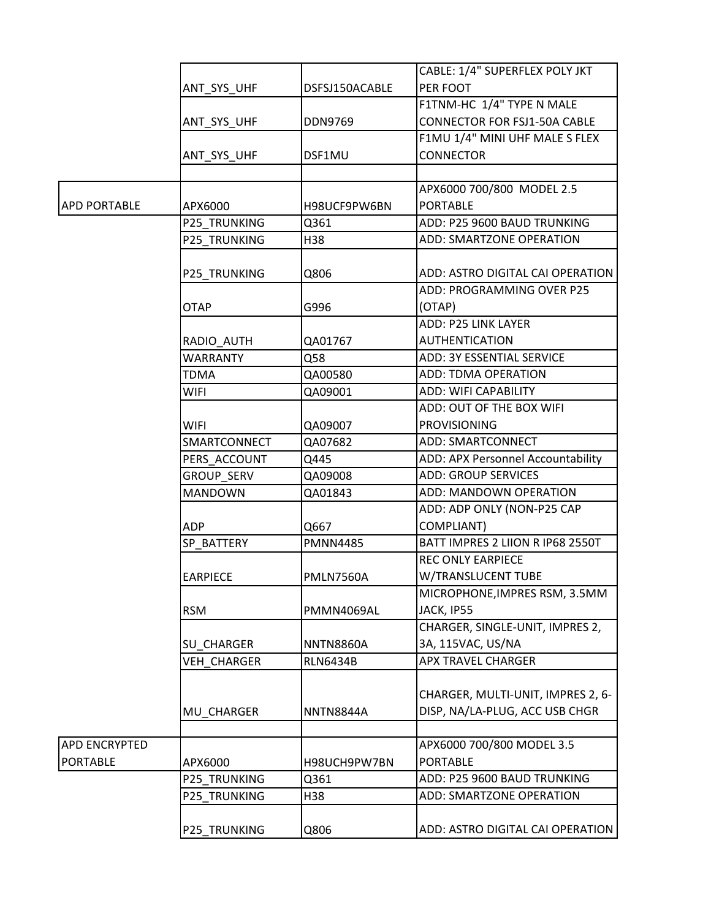| | | | |
|---|---|---|---|
| | ANT_SYS_UHF | DSFSJ150ACABLE | CABLE: 1/4" SUPERFLEX POLY JKT PER FOOT |
| | ANT_SYS_UHF | DDN9769 | F1TNM-HC 1/4" TYPE N MALE CONNECTOR FOR FSJ1-50A CABLE |
| | ANT_SYS_UHF | DSF1MU | F1MU 1/4" MINI UHF MALE S FLEX CONNECTOR |
| | | | |
| APD PORTABLE | APX6000 | H98UCF9PW6BN | APX6000 700/800 MODEL 2.5 PORTABLE |
| | P25_TRUNKING | Q361 | ADD: P25 9600 BAUD TRUNKING |
| | P25_TRUNKING | H38 | ADD: SMARTZONE OPERATION |
| | P25_TRUNKING | Q806 | ADD: ASTRO DIGITAL CAI OPERATION |
| | OTAP | G996 | ADD: PROGRAMMING OVER P25 (OTAP) |
| | RADIO_AUTH | QA01767 | ADD: P25 LINK LAYER AUTHENTICATION |
| | WARRANTY | Q58 | ADD: 3Y ESSENTIAL SERVICE |
| | TDMA | QA00580 | ADD: TDMA OPERATION |
| | WIFI | QA09001 | ADD: WIFI CAPABILITY |
| | WIFI | QA09007 | ADD: OUT OF THE BOX WIFI PROVISIONING |
| | SMARTCONNECT | QA07682 | ADD: SMARTCONNECT |
| | PERS_ACCOUNT | Q445 | ADD: APX Personnel Accountability |
| | GROUP_SERV | QA09008 | ADD: GROUP SERVICES |
| | MANDOWN | QA01843 | ADD: MANDOWN OPERATION |
| | ADP | Q667 | ADD: ADP ONLY (NON-P25 CAP COMPLIANT) |
| | SP_BATTERY | PMNN4485 | BATT IMPRES 2 LIION R IP68 2550T |
| | EARPIECE | PMLN7560A | REC ONLY EARPIECE W/TRANSLUCENT TUBE |
| | RSM | PMMN4069AL | MICROPHONE,IMPRES RSM, 3.5MM JACK, IP55 |
| | SU_CHARGER | NNTN8860A | CHARGER, SINGLE-UNIT, IMPRES 2, 3A, 115VAC, US/NA |
| | VEH_CHARGER | RLN6434B | APX TRAVEL CHARGER |
| | MU_CHARGER | NNTN8844A | CHARGER, MULTI-UNIT, IMPRES 2, 6-DISP, NA/LA-PLUG, ACC USB CHGR |
| | | | |
| APD ENCRYPTED PORTABLE | APX6000 | H98UCH9PW7BN | APX6000 700/800 MODEL 3.5 PORTABLE |
| | P25_TRUNKING | Q361 | ADD: P25 9600 BAUD TRUNKING |
| | P25_TRUNKING | H38 | ADD: SMARTZONE OPERATION |
| | P25_TRUNKING | Q806 | ADD: ASTRO DIGITAL CAI OPERATION |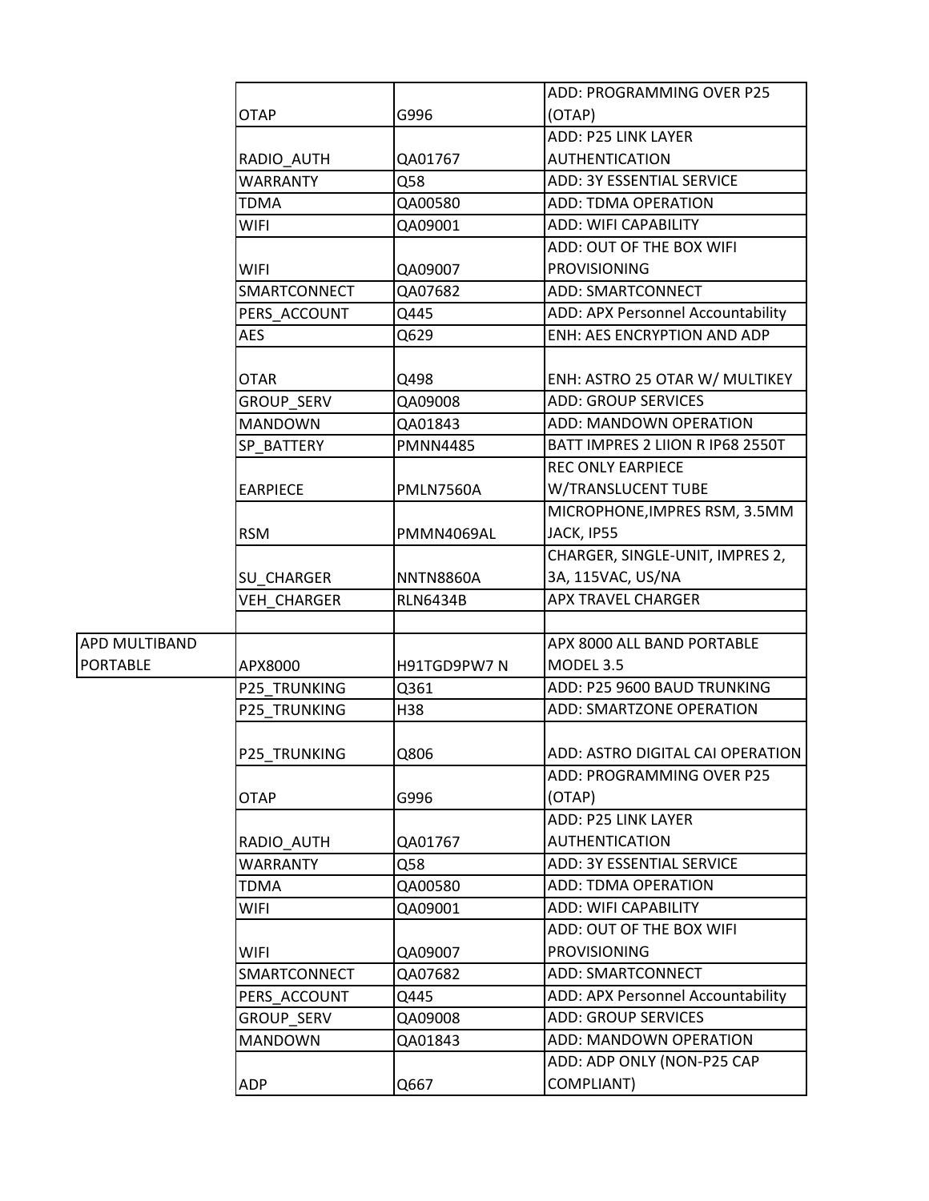| | | | |
|---|---|---|---|
| | OTAP | G996 | ADD: PROGRAMMING OVER P25 (OTAP) |
| | RADIO_AUTH | QA01767 | ADD: P25 LINK LAYER AUTHENTICATION |
| | WARRANTY | Q58 | ADD: 3Y ESSENTIAL SERVICE |
| | TDMA | QA00580 | ADD: TDMA OPERATION |
| | WIFI | QA09001 | ADD: WIFI CAPABILITY |
| | WIFI | QA09007 | ADD: OUT OF THE BOX WIFI PROVISIONING |
| | SMARTCONNECT | QA07682 | ADD: SMARTCONNECT |
| | PERS_ACCOUNT | Q445 | ADD: APX Personnel Accountability |
| | AES | Q629 | ENH: AES ENCRYPTION AND ADP |
| | OTAR | Q498 | ENH: ASTRO 25 OTAR W/ MULTIKEY |
| | GROUP_SERV | QA09008 | ADD: GROUP SERVICES |
| | MANDOWN | QA01843 | ADD: MANDOWN OPERATION |
| | SP_BATTERY | PMNN4485 | BATT IMPRES 2 LIION R IP68 2550T |
| | EARPIECE | PMLN7560A | REC ONLY EARPIECE W/TRANSLUCENT TUBE |
| | RSM | PMMN4069AL | MICROPHONE,IMPRES RSM, 3.5MM JACK, IP55 |
| | SU_CHARGER | NNTN8860A | CHARGER, SINGLE-UNIT, IMPRES 2, 3A, 115VAC, US/NA |
| | VEH_CHARGER | RLN6434B | APX TRAVEL CHARGER |
| | | | |
| APD MULTIBAND PORTABLE | APX8000 | H91TGD9PW7 N | APX 8000 ALL BAND PORTABLE MODEL 3.5 |
| | P25_TRUNKING | Q361 | ADD: P25 9600 BAUD TRUNKING |
| | P25_TRUNKING | H38 | ADD: SMARTZONE OPERATION |
| | P25_TRUNKING | Q806 | ADD: ASTRO DIGITAL CAI OPERATION |
| | OTAP | G996 | ADD: PROGRAMMING OVER P25 (OTAP) |
| | RADIO_AUTH | QA01767 | ADD: P25 LINK LAYER AUTHENTICATION |
| | WARRANTY | Q58 | ADD: 3Y ESSENTIAL SERVICE |
| | TDMA | QA00580 | ADD: TDMA OPERATION |
| | WIFI | QA09001 | ADD: WIFI CAPABILITY |
| | WIFI | QA09007 | ADD: OUT OF THE BOX WIFI PROVISIONING |
| | SMARTCONNECT | QA07682 | ADD: SMARTCONNECT |
| | PERS_ACCOUNT | Q445 | ADD: APX Personnel Accountability |
| | GROUP_SERV | QA09008 | ADD: GROUP SERVICES |
| | MANDOWN | QA01843 | ADD: MANDOWN OPERATION |
| | ADP | Q667 | ADD: ADP ONLY (NON-P25 CAP COMPLIANT) |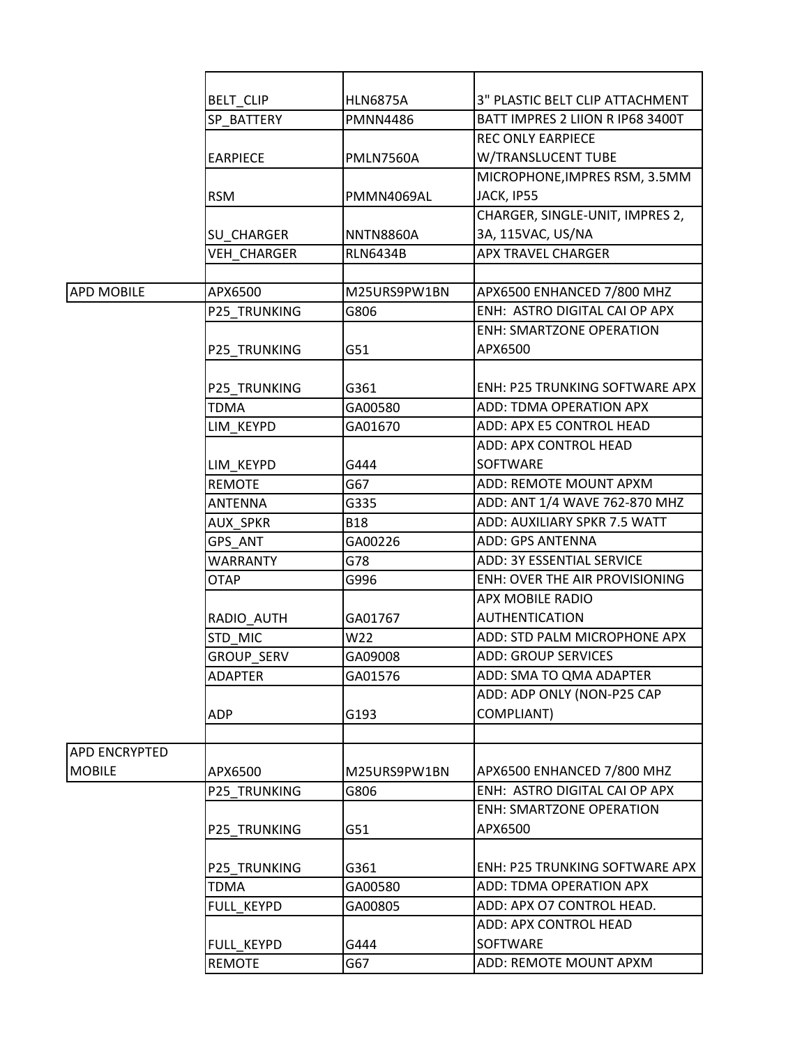| | | | |
|---|---|---|---|
| | BELT_CLIP | HLN6875A | 3" PLASTIC BELT CLIP ATTACHMENT |
| | SP_BATTERY | PMNN4486 | BATT IMPRES 2 LIION R IP68 3400T |
| | EARPIECE | PMLN7560A | REC ONLY EARPIECE W/TRANSLUCENT TUBE |
| | RSM | PMMN4069AL | MICROPHONE,IMPRES RSM, 3.5MM JACK, IP55 |
| | SU_CHARGER | NNTN8860A | CHARGER, SINGLE-UNIT, IMPRES 2, 3A, 115VAC, US/NA |
| | VEH_CHARGER | RLN6434B | APX TRAVEL CHARGER |
| | | | |
| APD MOBILE | APX6500 | M25URS9PW1BN | APX6500 ENHANCED 7/800 MHZ |
| | P25_TRUNKING | G806 | ENH: ASTRO DIGITAL CAI OP APX |
| | P25_TRUNKING | G51 | ENH: SMARTZONE OPERATION APX6500 |
| | P25_TRUNKING | G361 | ENH: P25 TRUNKING SOFTWARE APX |
| | TDMA | GA00580 | ADD: TDMA OPERATION APX |
| | LIM_KEYPD | GA01670 | ADD: APX E5 CONTROL HEAD |
| | LIM_KEYPD | G444 | ADD: APX CONTROL HEAD SOFTWARE |
| | REMOTE | G67 | ADD: REMOTE MOUNT APXM |
| | ANTENNA | G335 | ADD: ANT 1/4 WAVE 762-870 MHZ |
| | AUX_SPKR | B18 | ADD: AUXILIARY SPKR 7.5 WATT |
| | GPS_ANT | GA00226 | ADD: GPS ANTENNA |
| | WARRANTY | G78 | ADD: 3Y ESSENTIAL SERVICE |
| | OTAP | G996 | ENH: OVER THE AIR PROVISIONING |
| | RADIO_AUTH | GA01767 | APX MOBILE RADIO AUTHENTICATION |
| | STD_MIC | W22 | ADD: STD PALM MICROPHONE APX |
| | GROUP_SERV | GA09008 | ADD: GROUP SERVICES |
| | ADAPTER | GA01576 | ADD: SMA TO QMA ADAPTER |
| | ADP | G193 | ADD: ADP ONLY (NON-P25 CAP COMPLIANT) |
| | | | |
| APD ENCRYPTED MOBILE | APX6500 | M25URS9PW1BN | APX6500 ENHANCED 7/800 MHZ |
| | P25_TRUNKING | G806 | ENH: ASTRO DIGITAL CAI OP APX |
| | P25_TRUNKING | G51 | ENH: SMARTZONE OPERATION APX6500 |
| | P25_TRUNKING | G361 | ENH: P25 TRUNKING SOFTWARE APX |
| | TDMA | GA00580 | ADD: TDMA OPERATION APX |
| | FULL_KEYPD | GA00805 | ADD: APX O7 CONTROL HEAD. |
| | FULL_KEYPD | G444 | ADD: APX CONTROL HEAD SOFTWARE |
| | REMOTE | G67 | ADD: REMOTE MOUNT APXM |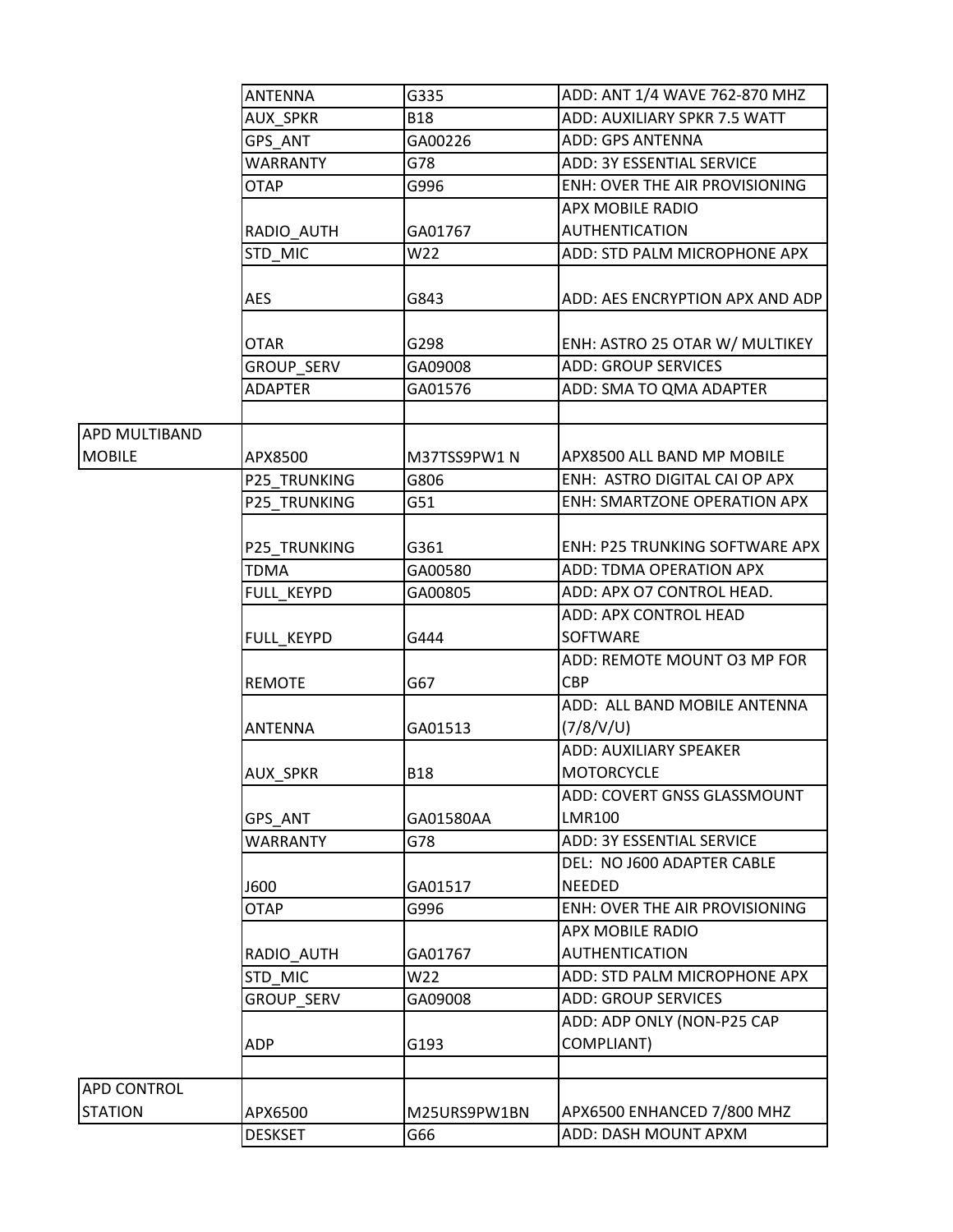| | | | |
|---|---|---|---|
| | ANTENNA | G335 | ADD: ANT 1/4 WAVE 762-870 MHZ |
| | AUX_SPKR | B18 | ADD: AUXILIARY SPKR 7.5 WATT |
| | GPS_ANT | GA00226 | ADD: GPS ANTENNA |
| | WARRANTY | G78 | ADD: 3Y ESSENTIAL SERVICE |
| | OTAP | G996 | ENH: OVER THE AIR PROVISIONING |
| | RADIO_AUTH | GA01767 | APX MOBILE RADIO AUTHENTICATION |
| | STD_MIC | W22 | ADD: STD PALM MICROPHONE APX |
| | AES | G843 | ADD: AES ENCRYPTION APX AND ADP |
| | OTAR | G298 | ENH: ASTRO 25 OTAR W/ MULTIKEY |
| | GROUP_SERV | GA09008 | ADD: GROUP SERVICES |
| | ADAPTER | GA01576 | ADD: SMA TO QMA ADAPTER |
| | | | |
| APD MULTIBAND MOBILE | APX8500 | M37TSS9PW1 N | APX8500 ALL BAND MP MOBILE |
| | P25_TRUNKING | G806 | ENH: ASTRO DIGITAL CAI OP APX |
| | P25_TRUNKING | G51 | ENH: SMARTZONE OPERATION APX |
| | P25_TRUNKING | G361 | ENH: P25 TRUNKING SOFTWARE APX |
| | TDMA | GA00580 | ADD: TDMA OPERATION APX |
| | FULL_KEYPD | GA00805 | ADD: APX O7 CONTROL HEAD. |
| | FULL_KEYPD | G444 | ADD: APX CONTROL HEAD SOFTWARE |
| | REMOTE | G67 | ADD: REMOTE MOUNT O3 MP FOR CBP |
| | ANTENNA | GA01513 | ADD: ALL BAND MOBILE ANTENNA (7/8/V/U) |
| | AUX_SPKR | B18 | ADD: AUXILIARY SPEAKER MOTORCYCLE |
| | GPS_ANT | GA01580AA | ADD: COVERT GNSS GLASSMOUNT LMR100 |
| | WARRANTY | G78 | ADD: 3Y ESSENTIAL SERVICE |
| | J600 | GA01517 | DEL: NO J600 ADAPTER CABLE NEEDED |
| | OTAP | G996 | ENH: OVER THE AIR PROVISIONING |
| | RADIO_AUTH | GA01767 | APX MOBILE RADIO AUTHENTICATION |
| | STD_MIC | W22 | ADD: STD PALM MICROPHONE APX |
| | GROUP_SERV | GA09008 | ADD: GROUP SERVICES |
| | ADP | G193 | ADD: ADP ONLY (NON-P25 CAP COMPLIANT) |
| | | | |
| APD CONTROL STATION | APX6500 | M25URS9PW1BN | APX6500 ENHANCED 7/800 MHZ |
| | DESKSET | G66 | ADD: DASH MOUNT APXM |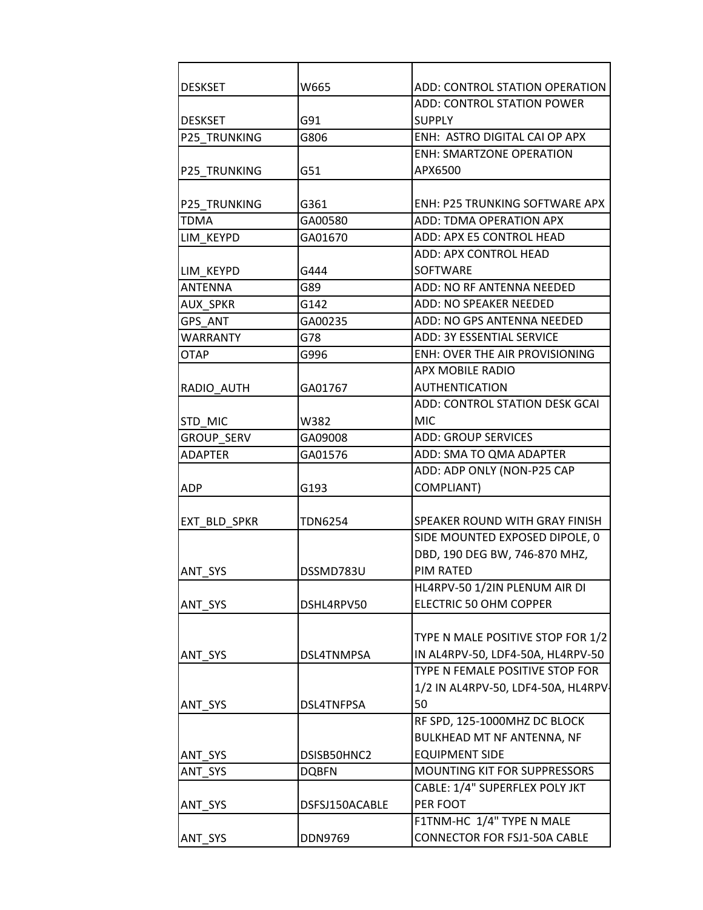| DESKSET | W665 | ADD: CONTROL STATION OPERATION |
|---|---|---|
| DESKSET | G91 | ADD: CONTROL STATION POWER SUPPLY |
| P25_TRUNKING | G806 | ENH: ASTRO DIGITAL CAI OP APX |
| P25_TRUNKING | G51 | ENH: SMARTZONE OPERATION APX6500 |
| P25_TRUNKING | G361 | ENH: P25 TRUNKING SOFTWARE APX |
| TDMA | GA00580 | ADD: TDMA OPERATION APX |
| LIM_KEYPD | GA01670 | ADD: APX E5 CONTROL HEAD |
| LIM_KEYPD | G444 | ADD: APX CONTROL HEAD SOFTWARE |
| ANTENNA | G89 | ADD: NO RF ANTENNA NEEDED |
| AUX_SPKR | G142 | ADD: NO SPEAKER NEEDED |
| GPS_ANT | GA00235 | ADD: NO GPS ANTENNA NEEDED |
| WARRANTY | G78 | ADD: 3Y ESSENTIAL SERVICE |
| OTAP | G996 | ENH: OVER THE AIR PROVISIONING |
| RADIO_AUTH | GA01767 | APX MOBILE RADIO AUTHENTICATION |
| STD_MIC | W382 | ADD: CONTROL STATION DESK GCAI MIC |
| GROUP_SERV | GA09008 | ADD: GROUP SERVICES |
| ADAPTER | GA01576 | ADD: SMA TO QMA ADAPTER |
| ADP | G193 | ADD: ADP ONLY (NON-P25 CAP COMPLIANT) |
| EXT_BLD_SPKR | TDN6254 | SPEAKER ROUND WITH GRAY FINISH |
| ANT_SYS | DSSMD783U | SIDE MOUNTED EXPOSED DIPOLE, 0 DBD, 190 DEG BW, 746-870 MHZ, PIM RATED |
| ANT_SYS | DSHL4RPV50 | HL4RPV-50 1/2IN PLENUM AIR DI ELECTRIC 50 OHM COPPER |
| ANT_SYS | DSL4TNMPSA | TYPE N MALE POSITIVE STOP FOR 1/2 IN AL4RPV-50, LDF4-50A, HL4RPV-50 |
| ANT_SYS | DSL4TNFPSA | TYPE N FEMALE POSITIVE STOP FOR 1/2 IN AL4RPV-50, LDF4-50A, HL4RPV-50 |
| ANT_SYS | DSISB50HNC2 | RF SPD, 125-1000MHZ DC BLOCK BULKHEAD MT NF ANTENNA, NF EQUIPMENT SIDE |
| ANT_SYS | DQBFN | MOUNTING KIT FOR SUPPRESSORS |
| ANT_SYS | DSFSJ150ACABLE | CABLE: 1/4" SUPERFLEX POLY JKT PER FOOT |
| ANT_SYS | DDN9769 | F1TNM-HC 1/4" TYPE N MALE CONNECTOR FOR FSJ1-50A CABLE |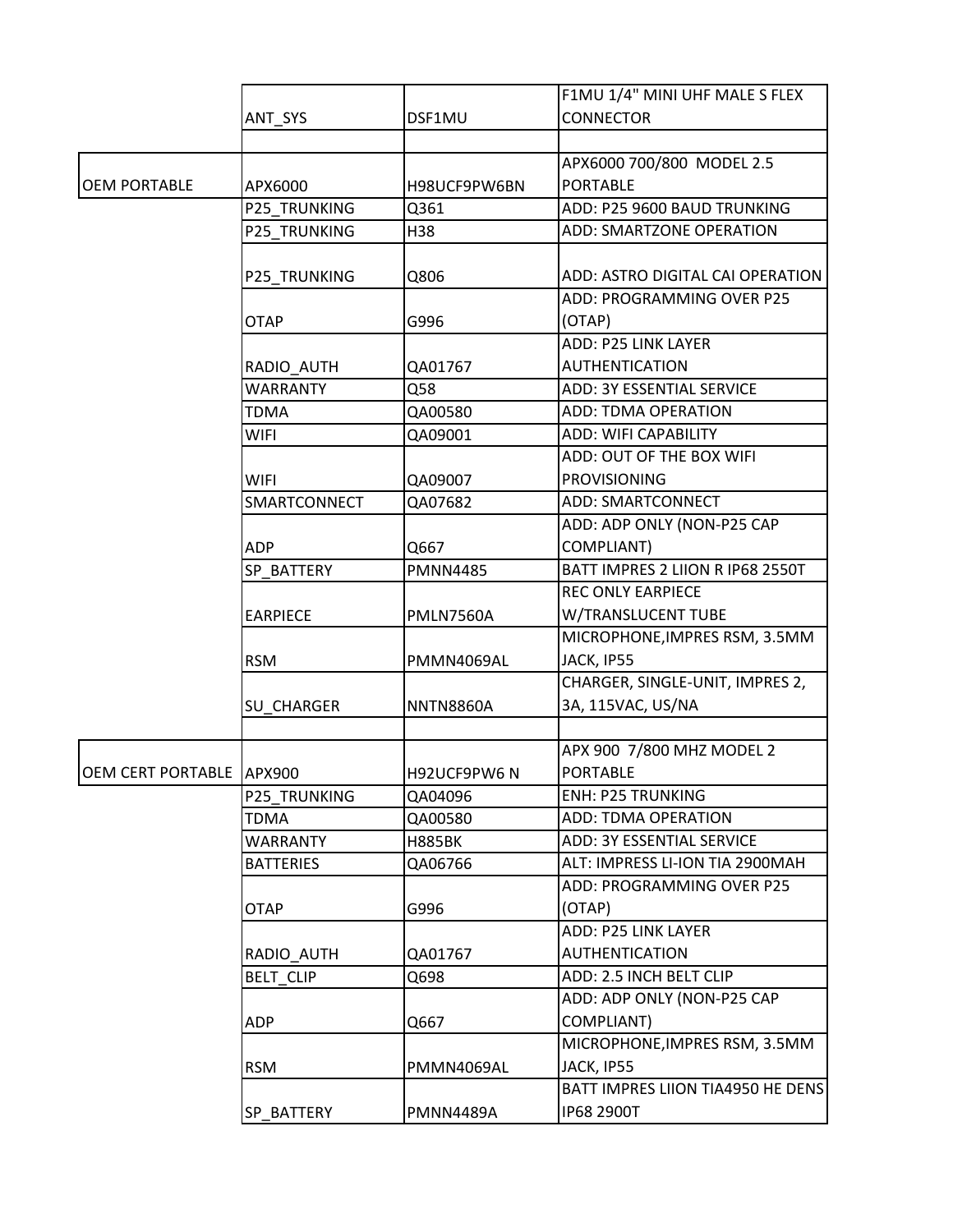| | | | |
|---|---|---|---|
| | ANT_SYS | DSF1MU | F1MU 1/4" MINI UHF MALE S FLEX CONNECTOR |
| | | | |
| OEM PORTABLE | APX6000 | H98UCF9PW6BN | APX6000 700/800 MODEL 2.5 PORTABLE |
| | P25_TRUNKING | Q361 | ADD: P25 9600 BAUD TRUNKING |
| | P25_TRUNKING | H38 | ADD: SMARTZONE OPERATION |
| | P25_TRUNKING | Q806 | ADD: ASTRO DIGITAL CAI OPERATION |
| | OTAP | G996 | ADD: PROGRAMMING OVER P25 (OTAP) |
| | RADIO_AUTH | QA01767 | ADD: P25 LINK LAYER AUTHENTICATION |
| | WARRANTY | Q58 | ADD: 3Y ESSENTIAL SERVICE |
| | TDMA | QA00580 | ADD: TDMA OPERATION |
| | WIFI | QA09001 | ADD: WIFI CAPABILITY |
| | WIFI | QA09007 | ADD: OUT OF THE BOX WIFI PROVISIONING |
| | SMARTCONNECT | QA07682 | ADD: SMARTCONNECT |
| | ADP | Q667 | ADD: ADP ONLY (NON-P25 CAP COMPLIANT) |
| | SP_BATTERY | PMNN4485 | BATT IMPRES 2 LIION R IP68 2550T |
| | EARPIECE | PMLN7560A | REC ONLY EARPIECE W/TRANSLUCENT TUBE |
| | RSM | PMMN4069AL | MICROPHONE,IMPRES RSM, 3.5MM JACK, IP55 |
| | SU_CHARGER | NNTN8860A | CHARGER, SINGLE-UNIT, IMPRES 2, 3A, 115VAC, US/NA |
| | | | |
| OEM CERT PORTABLE | APX900 | H92UCF9PW6 N | APX 900 7/800 MHZ MODEL 2 PORTABLE |
| | P25_TRUNKING | QA04096 | ENH: P25 TRUNKING |
| | TDMA | QA00580 | ADD: TDMA OPERATION |
| | WARRANTY | H885BK | ADD: 3Y ESSENTIAL SERVICE |
| | BATTERIES | QA06766 | ALT: IMPRESS LI-ION TIA 2900MAH |
| | OTAP | G996 | ADD: PROGRAMMING OVER P25 (OTAP) |
| | RADIO_AUTH | QA01767 | ADD: P25 LINK LAYER AUTHENTICATION |
| | BELT_CLIP | Q698 | ADD: 2.5 INCH BELT CLIP |
| | ADP | Q667 | ADD: ADP ONLY (NON-P25 CAP COMPLIANT) |
| | RSM | PMMN4069AL | MICROPHONE,IMPRES RSM, 3.5MM JACK, IP55 |
| | SP_BATTERY | PMNN4489A | BATT IMPRES LIION TIA4950 HE DENS IP68 2900T |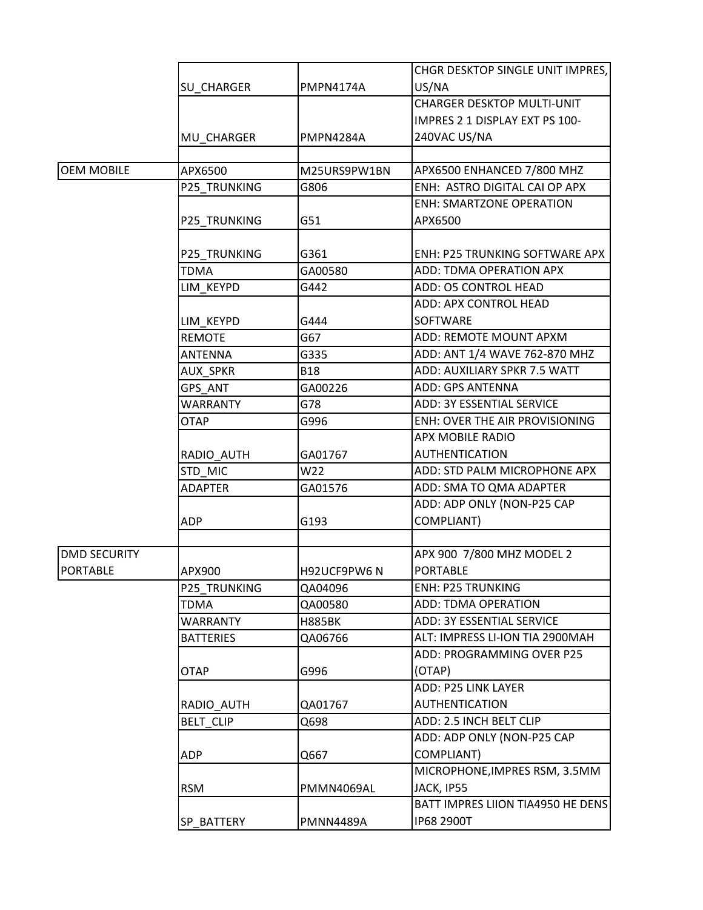| | | | |
|---|---|---|---|
| | SU_CHARGER | PMPN4174A | CHGR DESKTOP SINGLE UNIT IMPRES, US/NA |
| | MU_CHARGER | PMPN4284A | CHARGER DESKTOP MULTI-UNIT IMPRES 2 1 DISPLAY EXT PS 100-240VAC US/NA |
| | | | |
| OEM MOBILE | APX6500 | M25URS9PW1BN | APX6500 ENHANCED 7/800 MHZ |
| | P25_TRUNKING | G806 | ENH: ASTRO DIGITAL CAI OP APX |
| | P25_TRUNKING | G51 | ENH: SMARTZONE OPERATION APX6500 |
| | P25_TRUNKING | G361 | ENH: P25 TRUNKING SOFTWARE APX |
| | TDMA | GA00580 | ADD: TDMA OPERATION APX |
| | LIM_KEYPD | G442 | ADD: O5 CONTROL HEAD |
| | LIM_KEYPD | G444 | ADD: APX CONTROL HEAD SOFTWARE |
| | REMOTE | G67 | ADD: REMOTE MOUNT APXM |
| | ANTENNA | G335 | ADD: ANT 1/4 WAVE 762-870 MHZ |
| | AUX_SPKR | B18 | ADD: AUXILIARY SPKR 7.5 WATT |
| | GPS_ANT | GA00226 | ADD: GPS ANTENNA |
| | WARRANTY | G78 | ADD: 3Y ESSENTIAL SERVICE |
| | OTAP | G996 | ENH: OVER THE AIR PROVISIONING |
| | RADIO_AUTH | GA01767 | APX MOBILE RADIO AUTHENTICATION |
| | STD_MIC | W22 | ADD: STD PALM MICROPHONE APX |
| | ADAPTER | GA01576 | ADD: SMA TO QMA ADAPTER |
| | ADP | G193 | ADD: ADP ONLY (NON-P25 CAP COMPLIANT) |
| | | | |
| DMD SECURITY PORTABLE | APX900 | H92UCF9PW6 N | APX 900 7/800 MHZ MODEL 2 PORTABLE |
| | P25_TRUNKING | QA04096 | ENH: P25 TRUNKING |
| | TDMA | QA00580 | ADD: TDMA OPERATION |
| | WARRANTY | H885BK | ADD: 3Y ESSENTIAL SERVICE |
| | BATTERIES | QA06766 | ALT: IMPRESS LI-ION TIA 2900MAH |
| | OTAP | G996 | ADD: PROGRAMMING OVER P25 (OTAP) |
| | RADIO_AUTH | QA01767 | ADD: P25 LINK LAYER AUTHENTICATION |
| | BELT_CLIP | Q698 | ADD: 2.5 INCH BELT CLIP |
| | ADP | Q667 | ADD: ADP ONLY (NON-P25 CAP COMPLIANT) |
| | RSM | PMMN4069AL | MICROPHONE,IMPRES RSM, 3.5MM JACK, IP55 |
| | SP_BATTERY | PMNN4489A | BATT IMPRES LIION TIA4950 HE DENS IP68 2900T |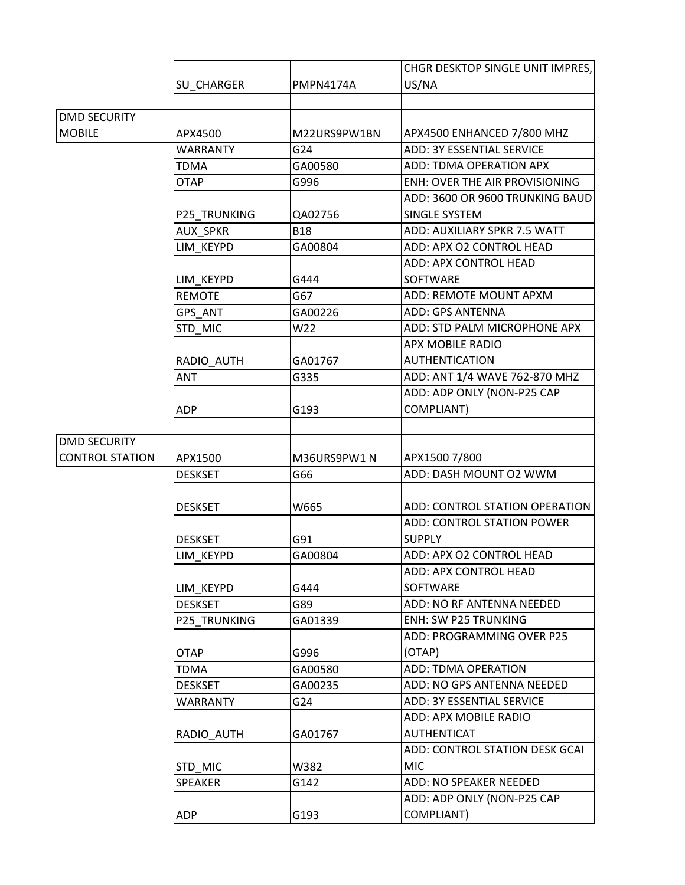| | | | |
|---|---|---|---|
| | SU_CHARGER | PMPN4174A | CHGR DESKTOP SINGLE UNIT IMPRES, US/NA |
| | | | |
| DMD SECURITY MOBILE | APX4500 | M22URS9PW1BN | APX4500 ENHANCED 7/800 MHZ |
| | WARRANTY | G24 | ADD: 3Y ESSENTIAL SERVICE |
| | TDMA | GA00580 | ADD: TDMA OPERATION APX |
| | OTAP | G996 | ENH: OVER THE AIR PROVISIONING |
| | P25_TRUNKING | QA02756 | ADD: 3600 OR 9600 TRUNKING BAUD SINGLE SYSTEM |
| | AUX_SPKR | B18 | ADD: AUXILIARY SPKR 7.5 WATT |
| | LIM_KEYPD | GA00804 | ADD: APX O2 CONTROL HEAD |
| | LIM_KEYPD | G444 | ADD: APX CONTROL HEAD SOFTWARE |
| | REMOTE | G67 | ADD: REMOTE MOUNT APXM |
| | GPS_ANT | GA00226 | ADD: GPS ANTENNA |
| | STD_MIC | W22 | ADD: STD PALM MICROPHONE APX |
| | RADIO_AUTH | GA01767 | APX MOBILE RADIO AUTHENTICATION |
| | ANT | G335 | ADD: ANT 1/4 WAVE 762-870 MHZ |
| | ADP | G193 | ADD: ADP ONLY (NON-P25 CAP COMPLIANT) |
| | | | |
| DMD SECURITY CONTROL STATION | APX1500 | M36URS9PW1 N | APX1500 7/800 |
| | DESKSET | G66 | ADD: DASH MOUNT O2 WWM |
| | DESKSET | W665 | ADD: CONTROL STATION OPERATION |
| | DESKSET | G91 | ADD: CONTROL STATION POWER SUPPLY |
| | LIM_KEYPD | GA00804 | ADD: APX O2 CONTROL HEAD |
| | LIM_KEYPD | G444 | ADD: APX CONTROL HEAD SOFTWARE |
| | DESKSET | G89 | ADD: NO RF ANTENNA NEEDED |
| | P25_TRUNKING | GA01339 | ENH: SW P25 TRUNKING |
| | OTAP | G996 | ADD: PROGRAMMING OVER P25 (OTAP) |
| | TDMA | GA00580 | ADD: TDMA OPERATION |
| | DESKSET | GA00235 | ADD: NO GPS ANTENNA NEEDED |
| | WARRANTY | G24 | ADD: 3Y ESSENTIAL SERVICE |
| | RADIO_AUTH | GA01767 | ADD: APX MOBILE RADIO AUTHENTICAT |
| | STD_MIC | W382 | ADD: CONTROL STATION DESK GCAI MIC |
| | SPEAKER | G142 | ADD: NO SPEAKER NEEDED |
| | ADP | G193 | ADD: ADP ONLY (NON-P25 CAP COMPLIANT) |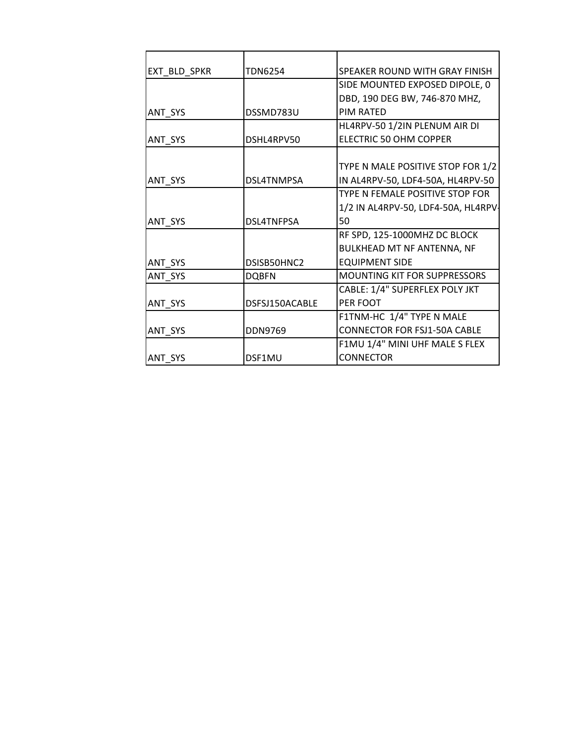| | | |
|---|---|---|
| EXT_BLD_SPKR | TDN6254 | SPEAKER ROUND WITH GRAY FINISH |
| ANT_SYS | DSSMD783U | SIDE MOUNTED EXPOSED DIPOLE, 0 DBD, 190 DEG BW, 746-870 MHZ, PIM RATED |
| ANT_SYS | DSHL4RPV50 | HL4RPV-50 1/2IN PLENUM AIR DI ELECTRIC 50 OHM COPPER |
| ANT_SYS | DSL4TNMPSA | TYPE N MALE POSITIVE STOP FOR 1/2 IN AL4RPV-50, LDF4-50A, HL4RPV-50 |
| ANT_SYS | DSL4TNFPSA | TYPE N FEMALE POSITIVE STOP FOR 1/2 IN AL4RPV-50, LDF4-50A, HL4RPV-50 |
| ANT_SYS | DSISB50HNC2 | RF SPD, 125-1000MHZ DC BLOCK BULKHEAD MT NF ANTENNA, NF EQUIPMENT SIDE |
| ANT_SYS | DQBFN | MOUNTING KIT FOR SUPPRESSORS |
| ANT_SYS | DSFSJ150ACABLE | CABLE: 1/4" SUPERFLEX POLY JKT PER FOOT |
| ANT_SYS | DDN9769 | F1TNM-HC 1/4" TYPE N MALE CONNECTOR FOR FSJ1-50A CABLE |
| ANT_SYS | DSF1MU | F1MU 1/4" MINI UHF MALE S FLEX CONNECTOR |